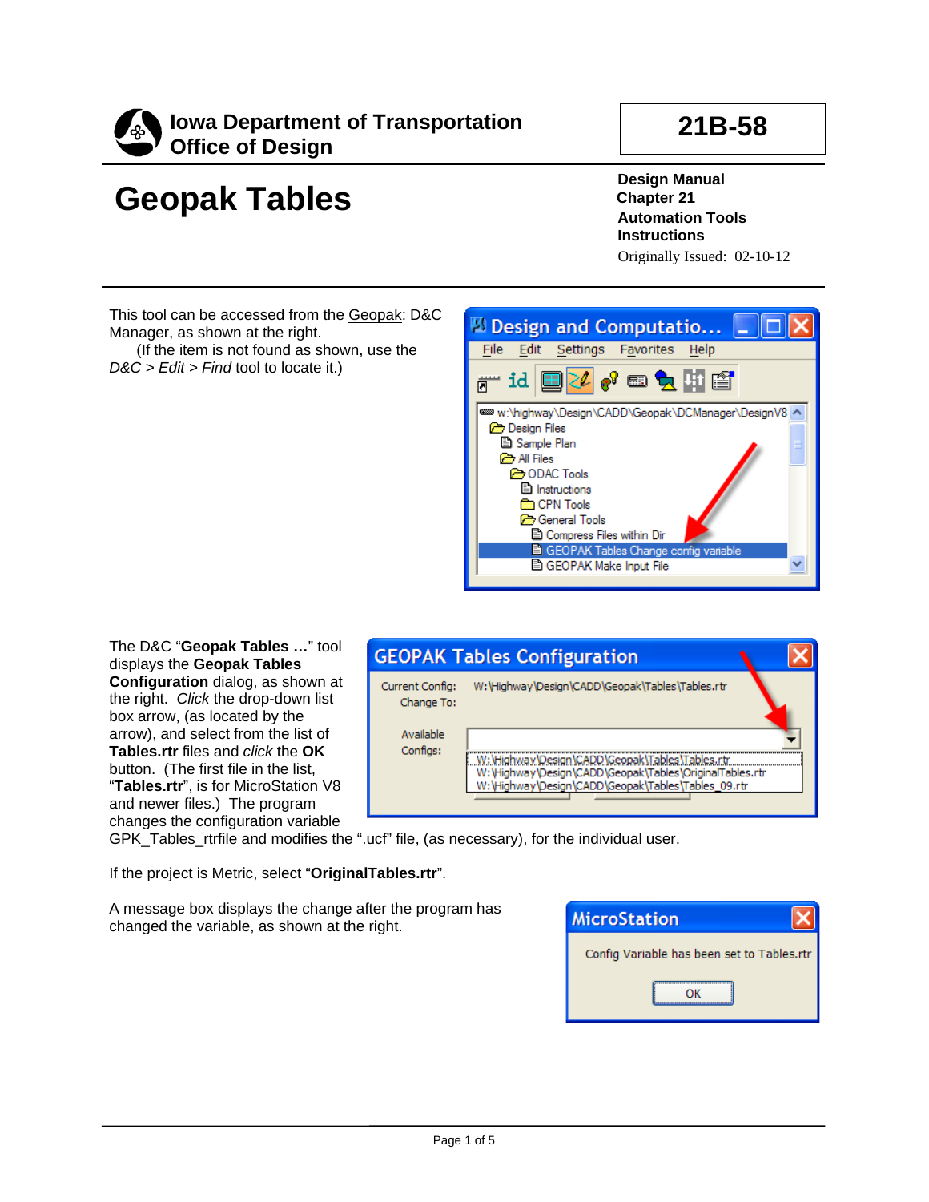**Iowa Department of Transportation**
**Office of Design**

**21B-58**

# Geopak Tables

**Design Manual**
**Chapter 21**
**Automation Tools**
**Instructions**
Originally Issued: 02-10-12

This tool can be accessed from the Geopak: D&C Manager, as shown at the right.
(If the item is not found as shown, use the *D&C > Edit > Find* tool to locate it.)

The D&C "**Geopak Tables …**" tool displays the **Geopak Tables Configuration** dialog, as shown at the right. *Click* the drop-down list box arrow, (as located by the arrow), and select from the list of **Tables.rtr** files and *click* the **OK** button. (The first file in the list, "**Tables.rtr**", is for MicroStation V8 and newer files.) The program changes the configuration variable GPK_Tables_rtrfile and modifies the ".ucf" file, (as necessary), for the individual user.

If the project is Metric, select "**OriginalTables.rtr**".

A message box displays the change after the program has changed the variable, as shown at the right.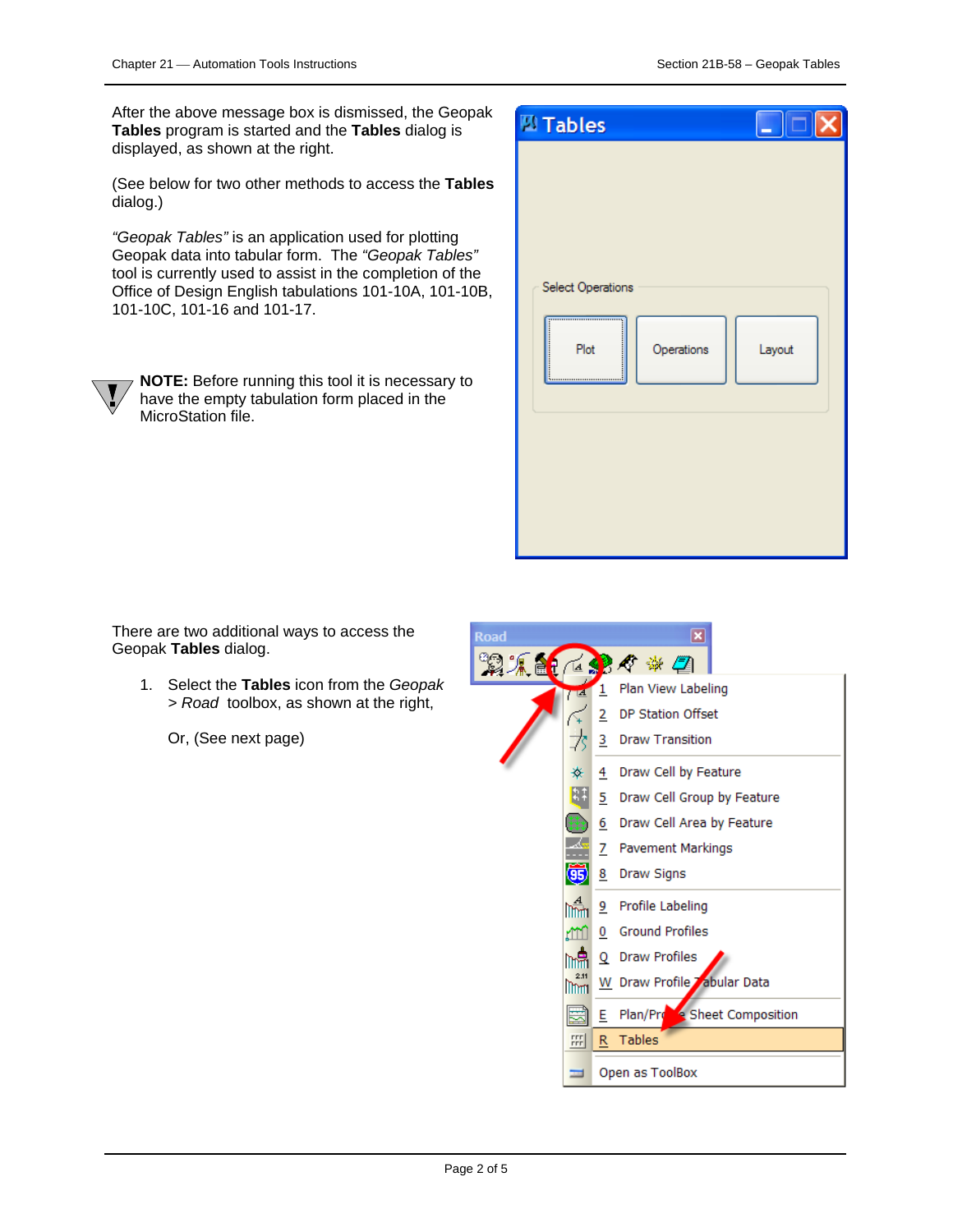After the above message box is dismissed, the Geopak **Tables** program is started and the **Tables** dialog is displayed, as shown at the right.

(See below for two other methods to access the **Tables** dialog.)

*"Geopak Tables"* is an application used for plotting Geopak data into tabular form. The *"Geopak Tables"* tool is currently used to assist in the completion of the Office of Design English tabulations 101-10A, 101-10B, 101-10C, 101-16 and 101-17.

**NOTE:** Before running this tool it is necessary to have the empty tabulation form placed in the MicroStation file.

There are two additional ways to access the Geopak **Tables** dialog.

1. Select the **Tables** icon from the *Geopak > Road* toolbox, as shown at the right,

   Or, (See next page)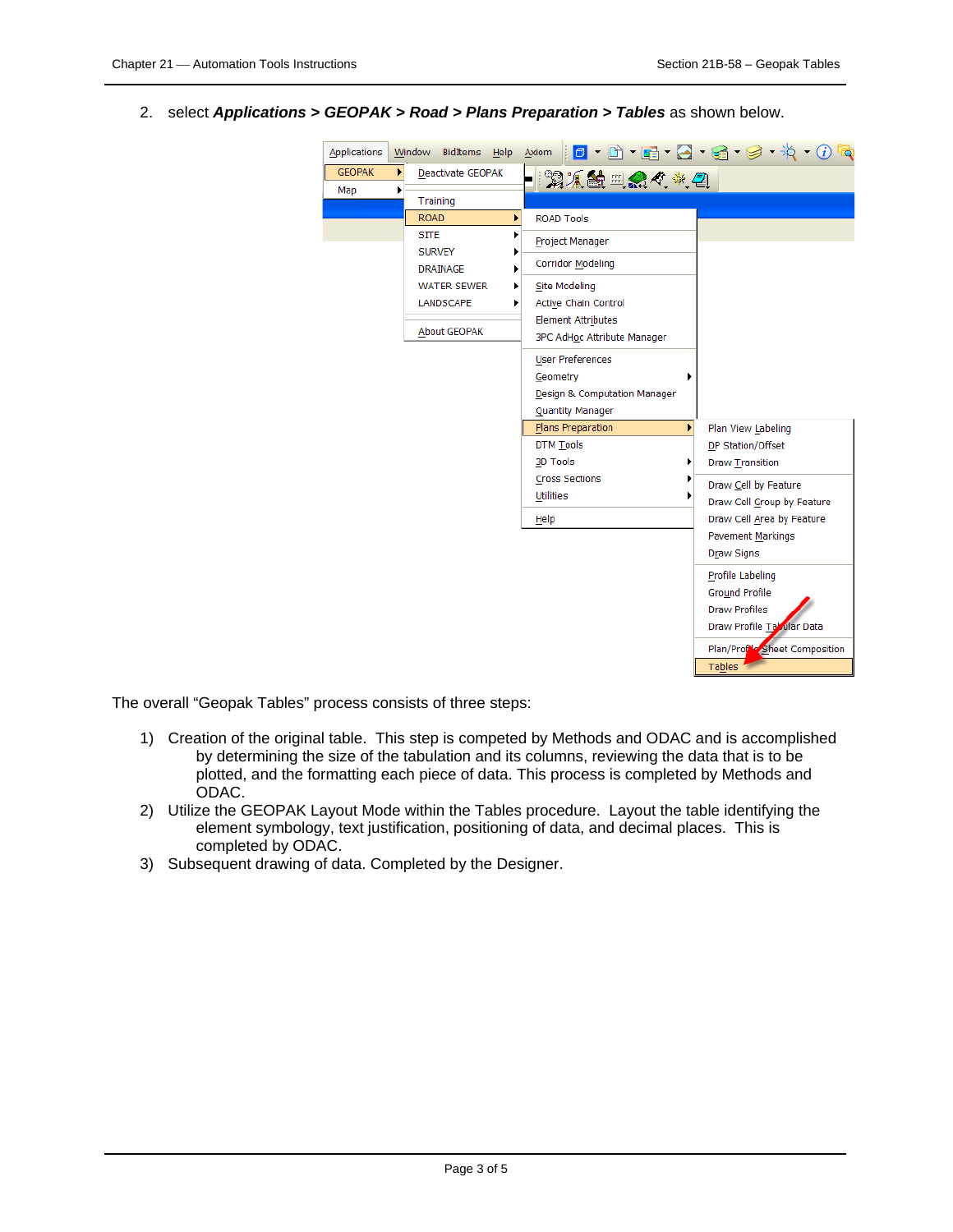2. select ***Applications > GEOPAK > Road > Plans Preparation > Tables*** as shown below.

The overall "Geopak Tables" process consists of three steps:

1) Creation of the original table. This step is competed by Methods and ODAC and is accomplished by determining the size of the tabulation and its columns, reviewing the data that is to be plotted, and the formatting each piece of data. This process is completed by Methods and ODAC.
2) Utilize the GEOPAK Layout Mode within the Tables procedure. Layout the table identifying the element symbology, text justification, positioning of data, and decimal places. This is completed by ODAC.
3) Subsequent drawing of data. Completed by the Designer.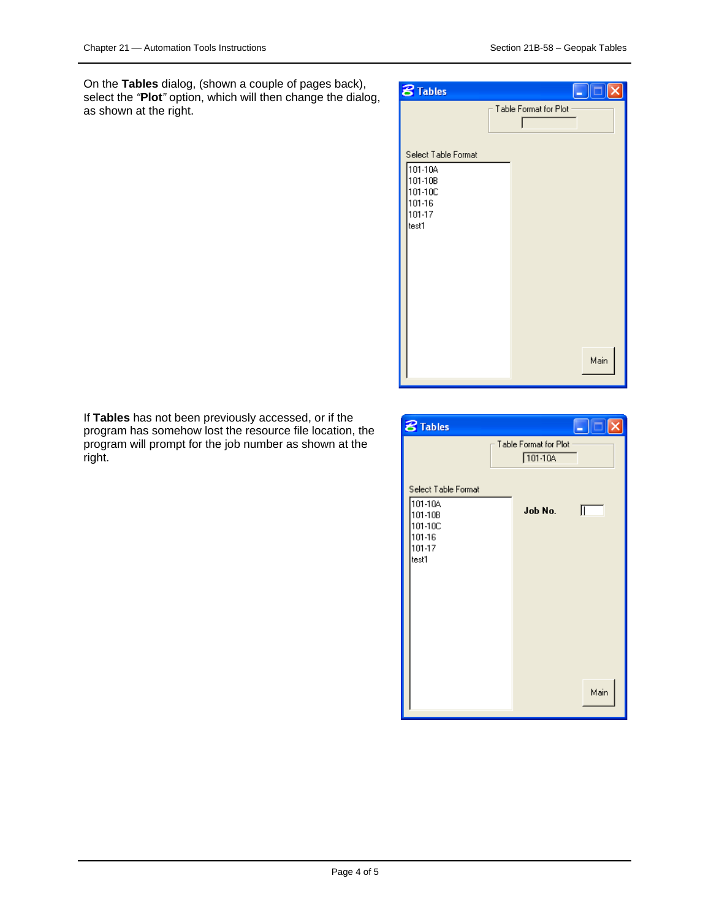On the **Tables** dialog, (shown a couple of pages back), select the *"***Plot***"* option, which will then change the dialog, as shown at the right.

If **Tables** has not been previously accessed, or if the program has somehow lost the resource file location, the program will prompt for the job number as shown at the right.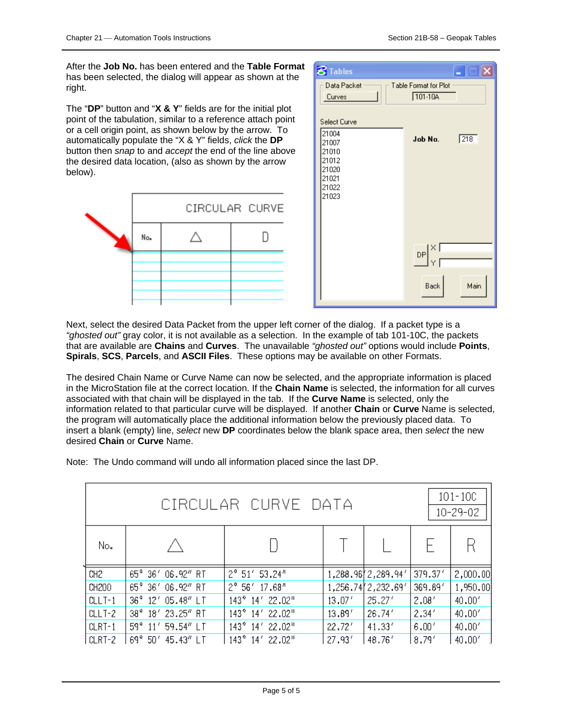After the **Job No.** has been entered and the **Table Format** has been selected, the dialog will appear as shown at the right.

The "**DP**" button and "**X & Y**" fields are for the initial plot point of the tabulation, similar to a reference attach point or a cell origin point, as shown below by the arrow. To automatically populate the "X & Y" fields, *click* the **DP** button then *snap* to and *accept* the end of the line above the desired data location, (also as shown by the arrow below).

Next, select the desired Data Packet from the upper left corner of the dialog. If a packet type is a *"ghosted out"* gray color, it is not available as a selection. In the example of tab 101-10C, the packets that are available are **Chains** and **Curves**. The unavailable *"ghosted out"* options would include **Points**, **Spirals**, **SCS**, **Parcels**, and **ASCII Files**. These options may be available on other Formats.

The desired Chain Name or Curve Name can now be selected, and the appropriate information is placed in the MicroStation file at the correct location. If the **Chain Name** is selected, the information for all curves associated with that chain will be displayed in the tab. If the **Curve Name** is selected, only the information related to that particular curve will be displayed. If another **Chain** or **Curve** Name is selected, the program will automatically place the additional information below the previously placed data. To insert a blank (empty) line, *select* new **DP** coordinates below the blank space area, then *select* the new desired **Chain** or **Curve** Name.

Note: The Undo command will undo all information placed since the last DP.

| CIRCULAR CURVE DATA | | | | | | 101-10C 10-29-02 |
|---|---|---|---|---|---|---|
| No. | △ | D | T | L | E | R |
| CH2 | 65° 36′ 06.92″ RT | 2° 51′ 53.24″ | 1,288.96′ | 2,289.94′ | 379.37′ | 2,000.00′ |
| CH200 | 65° 36′ 06.92″ RT | 2° 56′ 17.68″ | 1,256.74′ | 2,232.69′ | 369.89′ | 1,950.00′ |
| CLLT-1 | 36° 12′ 05.48″ LT | 143° 14′ 22.02″ | 13.07′ | 25.27′ | 2.08′ | 40.00′ |
| CLLT-2 | 38° 18′ 23.25″ RT | 143° 14′ 22.02″ | 13.89′ | 26.74′ | 2.34′ | 40.00′ |
| CLRT-1 | 59° 11′ 59.54″ LT | 143° 14′ 22.02″ | 22.72′ | 41.33′ | 6.00′ | 40.00′ |
| CLRT-2 | 69° 50′ 45.43″ LT | 143° 14′ 22.02″ | 27.93′ | 48.76′ | 8.79′ | 40.00′ |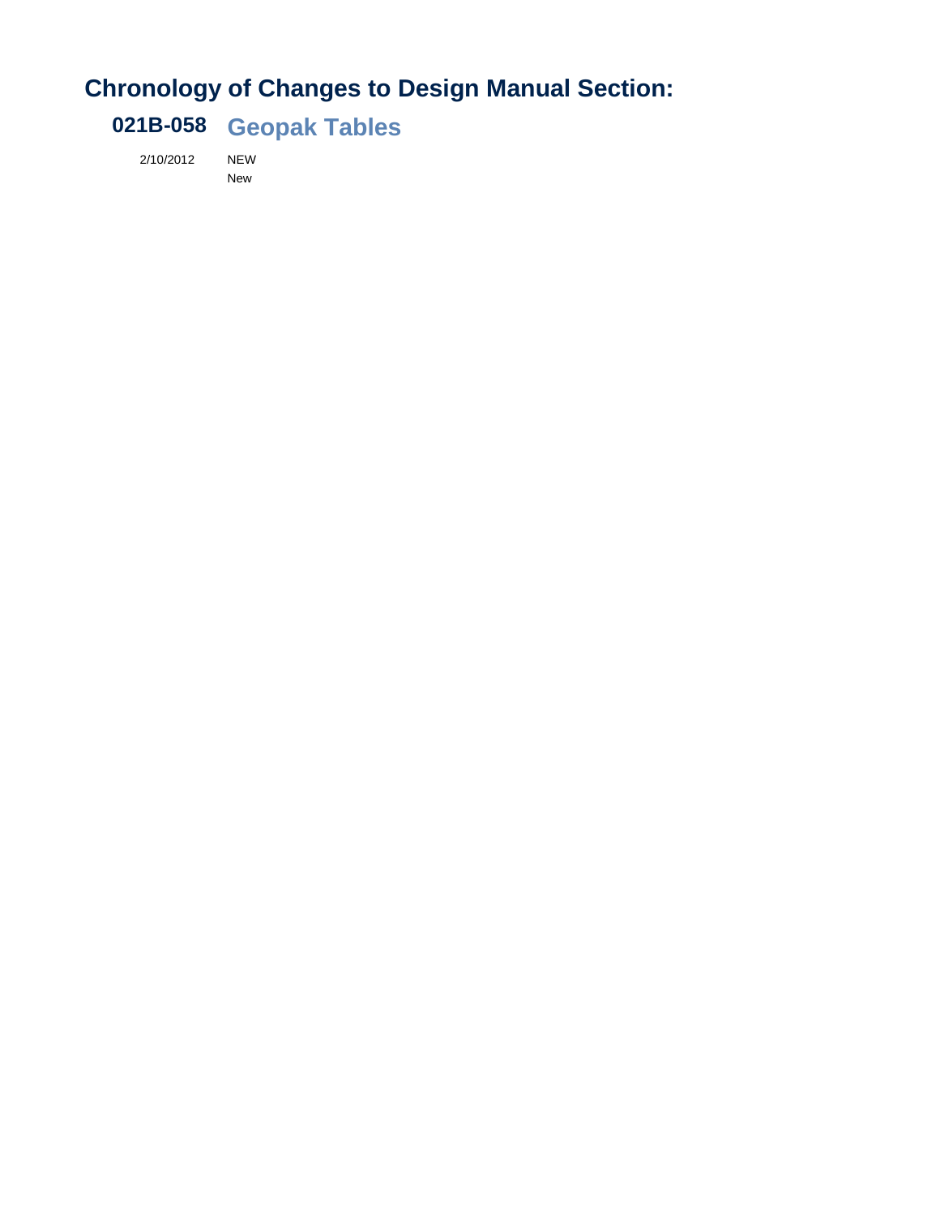# Chronology of Changes to Design Manual Section:

## 021B-058 Geopak Tables

2/10/2012 NEW

New